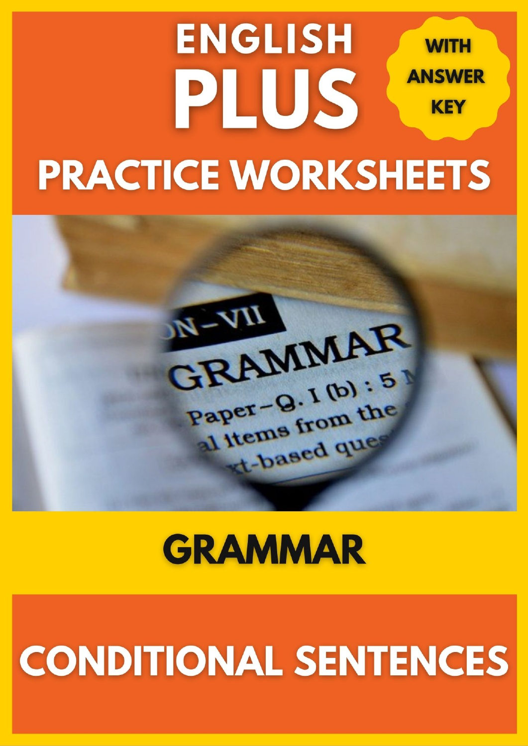# ENGLISH PLUS

**WITH ANSWER KEY**

## PRACTICE WORKSHEETS

## GRAMMAR

## CONDITIONAL SENTENCES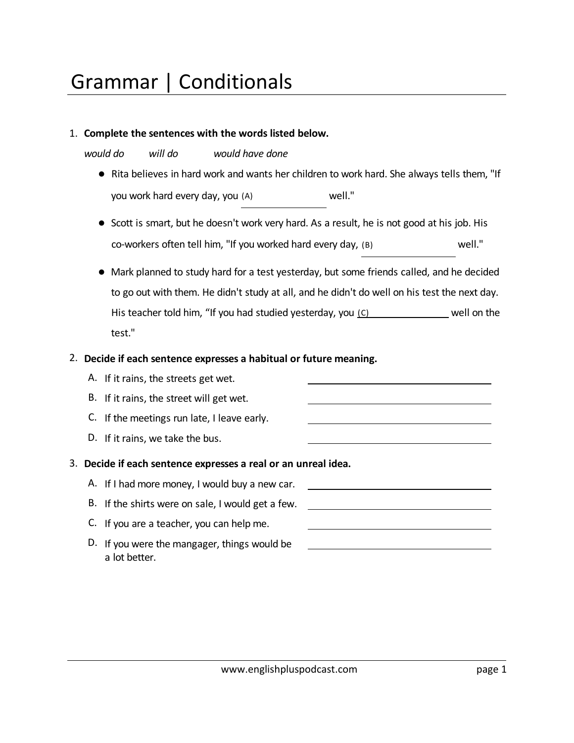# Grammar | Conditionals

1. **Complete the sentences with the words listed below.**

   *would do* *will do* *would have done*

   - Rita believes in hard work and wants her children to work hard. She always tells them, "If you work hard every day, you (A) ______________ well."
   - Scott is smart, but he doesn't work very hard. As a result, he is not good at his job. His co-workers often tell him, "If you worked hard every day, (B) ______________ well."
   - Mark planned to study hard for a test yesterday, but some friends called, and he decided to go out with them. He didn't study at all, and he didn't do well on his test the next day. His teacher told him, "If you had studied yesterday, you (C) ______________ well on the test."

2. **Decide if each sentence expresses a habitual or future meaning.**

   A. If it rains, the streets get wet. ______________

   B. If it rains, the street will get wet. ______________

   C. If the meetings run late, I leave early. ______________

   D. If it rains, we take the bus. ______________

3. **Decide if each sentence expresses a real or an unreal idea.**

   A. If I had more money, I would buy a new car. ______________

   B. If the shirts were on sale, I would get a few. ______________

   C. If you are a teacher, you can help me. ______________

   D. If you were the mangager, things would be a lot better. ______________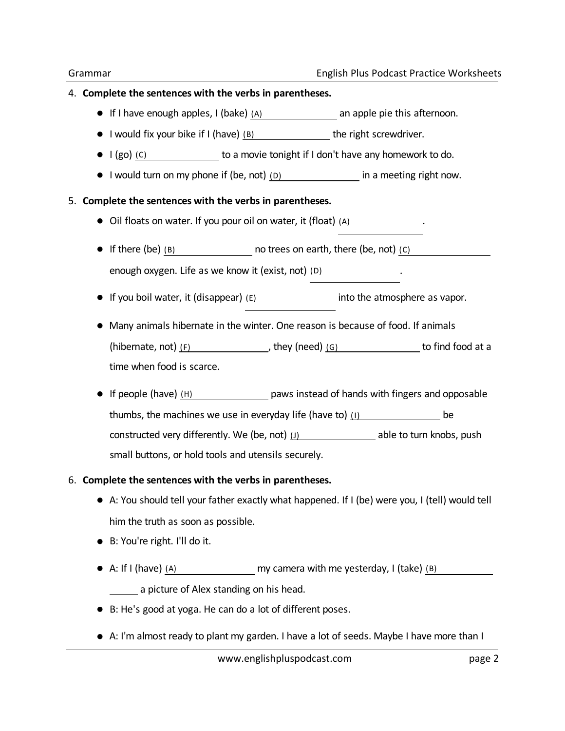4. **Complete the sentences with the verbs in parentheses.**
   - If I have enough apples, I (bake) (A) ________________ an apple pie this afternoon.
   - I would fix your bike if I (have) (B) ________________ the right screwdriver.
   - I (go) (C) ________________ to a movie tonight if I don't have any homework to do.
   - I would turn on my phone if (be, not) (D) ________________ in a meeting right now.

5. **Complete the sentences with the verbs in parentheses.**
   - Oil floats on water. If you pour oil on water, it (float) (A) ________________.
   - If there (be) (B) ________________ no trees on earth, there (be, not) (C) ________________ enough oxygen. Life as we know it (exist, not) (D) ________________.
   - If you boil water, it (disappear) (E) ________________ into the atmosphere as vapor.
   - Many animals hibernate in the winter. One reason is because of food. If animals (hibernate, not) (F) ________________, they (need) (G) ________________ to find food at a time when food is scarce.
   - If people (have) (H) ________________ paws instead of hands with fingers and opposable thumbs, the machines we use in everyday life (have to) (I) ________________ be constructed very differently. We (be, not) (J) ________________ able to turn knobs, push small buttons, or hold tools and utensils securely.

6. **Complete the sentences with the verbs in parentheses.**
   - A: You should tell your father exactly what happened. If I (be) were you, I (tell) would tell him the truth as soon as possible.
   - B: You're right. I'll do it.
   - A: If I (have) (A) ________________ my camera with me yesterday, I (take) (B) ________________ a picture of Alex standing on his head.
   - B: He's good at yoga. He can do a lot of different poses.
   - A: I'm almost ready to plant my garden. I have a lot of seeds. Maybe I have more than I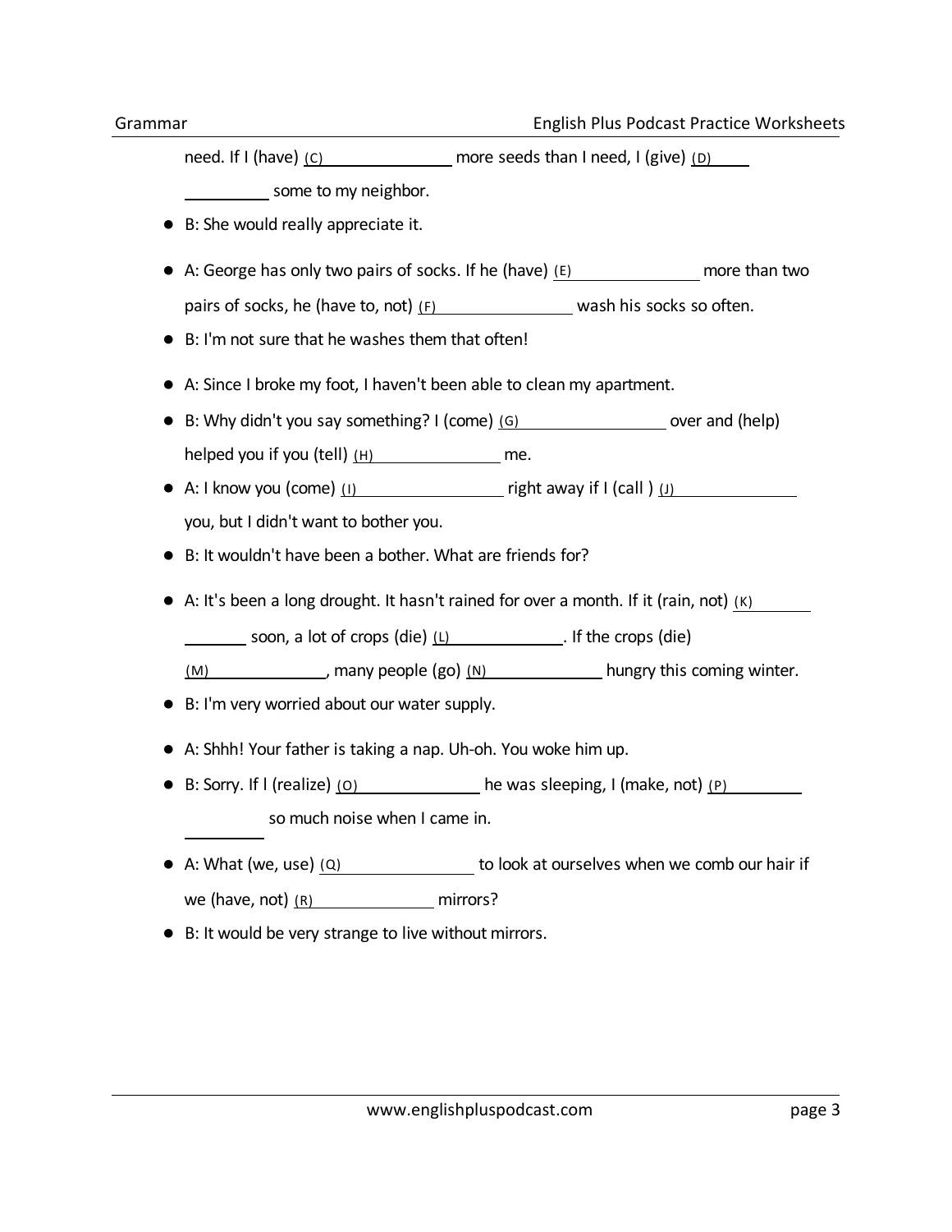need. If I (have) (C) ______________ more seeds than I need, I (give) (D) ______________ some to my neighbor.

- B: She would really appreciate it.

- A: George has only two pairs of socks. If he (have) (E) ______________ more than two pairs of socks, he (have to, not) (F) ______________ wash his socks so often.
- B: I'm not sure that he washes them that often!

- A: Since I broke my foot, I haven't been able to clean my apartment.
- B: Why didn't you say something? I (come) (G) ______________ over and (help) helped you if you (tell) (H) ______________ me.
- A: I know you (come) (I) ______________ right away if I (call ) (J) ______________ you, but I didn't want to bother you.
- B: It wouldn't have been a bother. What are friends for?

- A: It's been a long drought. It hasn't rained for over a month. If it (rain, not) (K) ______________ soon, a lot of crops (die) (L) ______________. If the crops (die) (M) ______________, many people (go) (N) ______________ hungry this coming winter.
- B: I'm very worried about our water supply.

- A: Shhh! Your father is taking a nap. Uh-oh. You woke him up.
- B: Sorry. If I (realize) (O) ______________ he was sleeping, I (make, not) (P) ______________ so much noise when I came in.

- A: What (we, use) (Q) ______________ to look at ourselves when we comb our hair if we (have, not) (R) ______________ mirrors?
- B: It would be very strange to live without mirrors.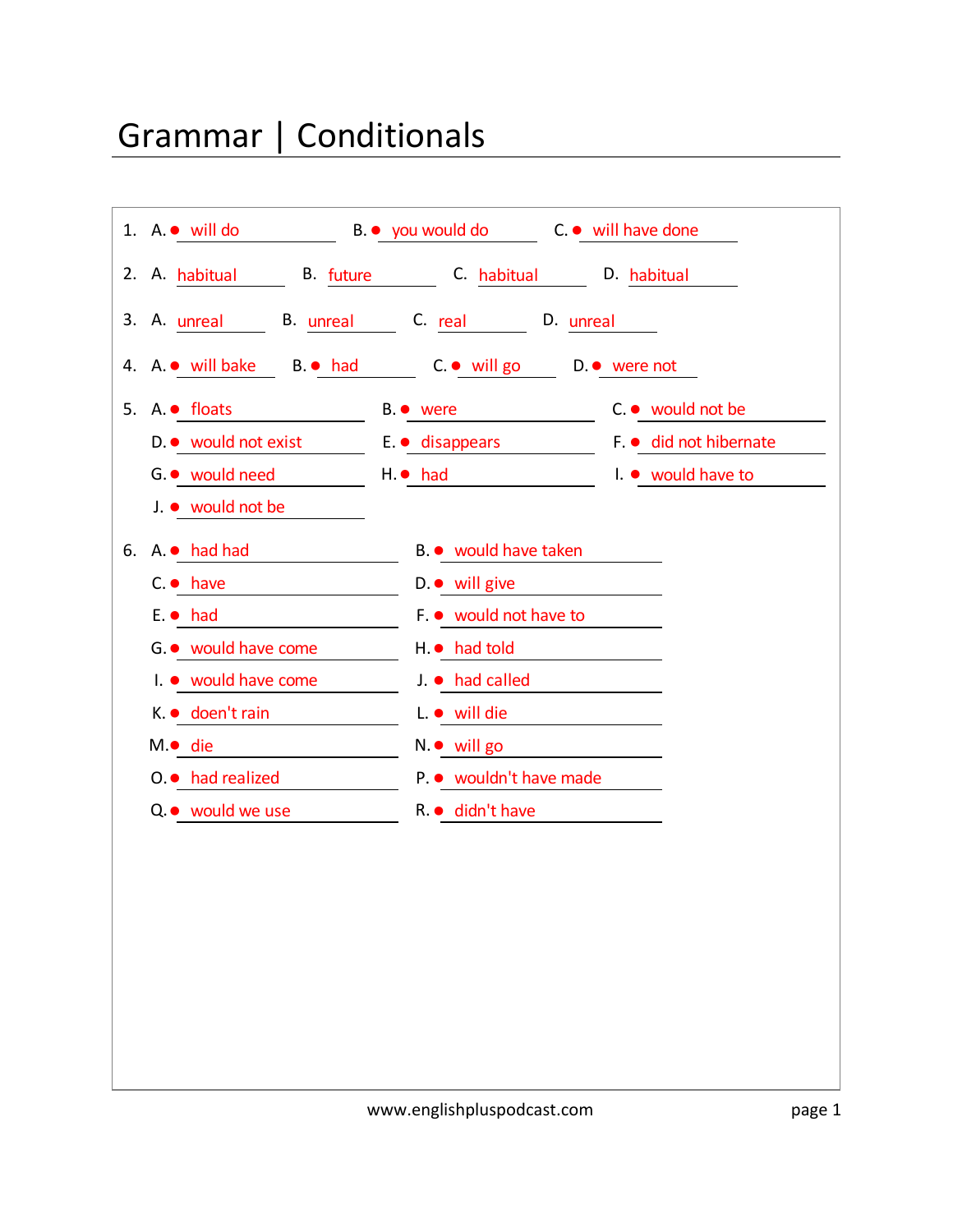# Grammar | Conditionals

1. A. will do B. you would do C. will have done

2. A. habitual B. future C. habitual D. habitual

3. A. unreal B. unreal C. real D. unreal

4. A. will bake B. had C. will go D. were not

5. A. floats B. were C. would not be
   D. would not exist E. disappears F. did not hibernate
   G. would need H. had I. would have to
   J. would not be

6. A. had had B. would have taken
   C. have D. will give
   E. had F. would not have to
   G. would have come H. had told
   I. would have come J. had called
   K. doen't rain L. will die
   M. die N. will go
   O. had realized P. wouldn't have made
   Q. would we use R. didn't have

www.englishpluspodcast.com